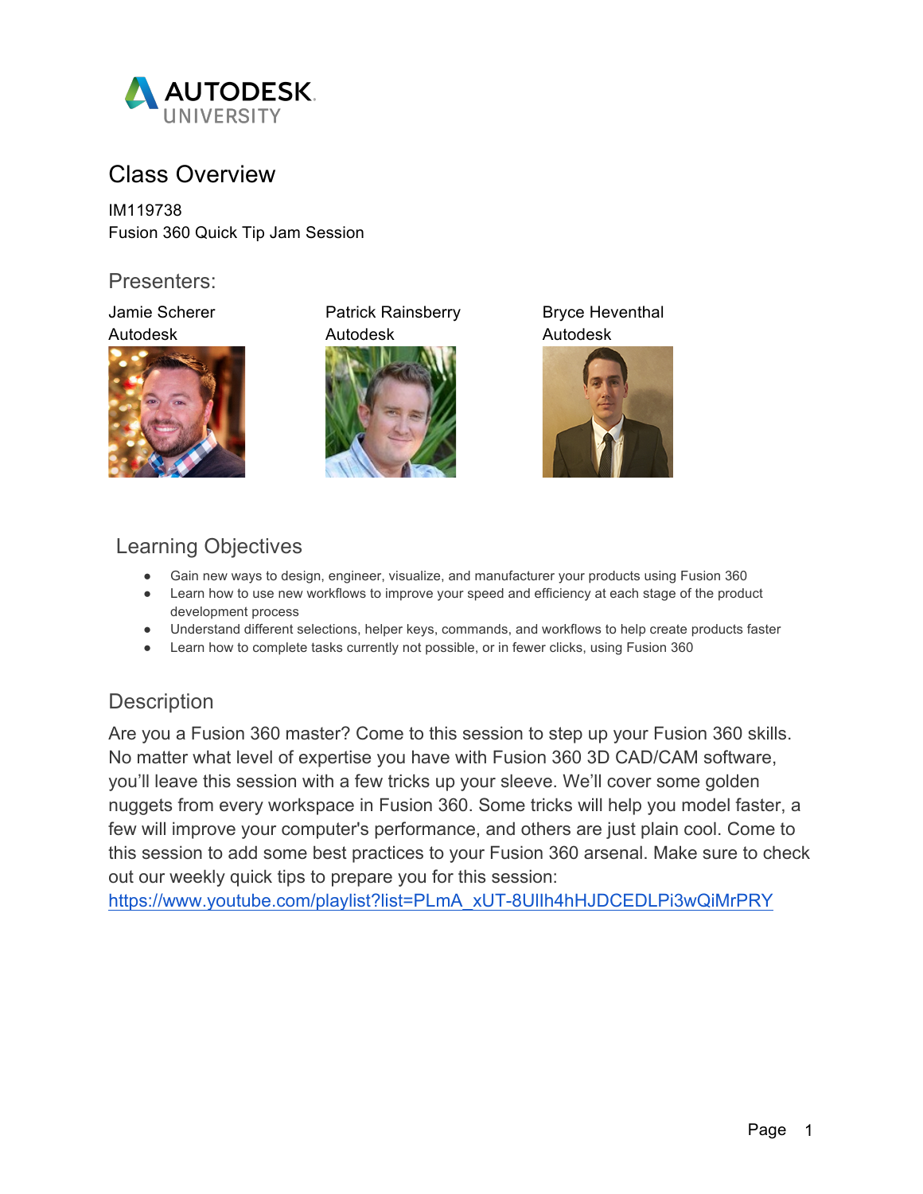# Class Overview

IM119738
Fusion 360 Quick Tip Jam Session

## Presenters:

Jamie Scherer
Autodesk

Patrick Rainsberry
Autodesk

Bryce Heventhal
Autodesk

## Learning Objectives

- Gain new ways to design, engineer, visualize, and manufacturer your products using Fusion 360
- Learn how to use new workflows to improve your speed and efficiency at each stage of the product development process
- Understand different selections, helper keys, commands, and workflows to help create products faster
- Learn how to complete tasks currently not possible, or in fewer clicks, using Fusion 360

## Description

Are you a Fusion 360 master? Come to this session to step up your Fusion 360 skills. No matter what level of expertise you have with Fusion 360 3D CAD/CAM software, you'll leave this session with a few tricks up your sleeve. We'll cover some golden nuggets from every workspace in Fusion 360. Some tricks will help you model faster, a few will improve your computer's performance, and others are just plain cool. Come to this session to add some best practices to your Fusion 360 arsenal. Make sure to check out our weekly quick tips to prepare you for this session: https://www.youtube.com/playlist?list=PLmA_xUT-8UlIh4hHJDCEDLPi3wQiMrPRY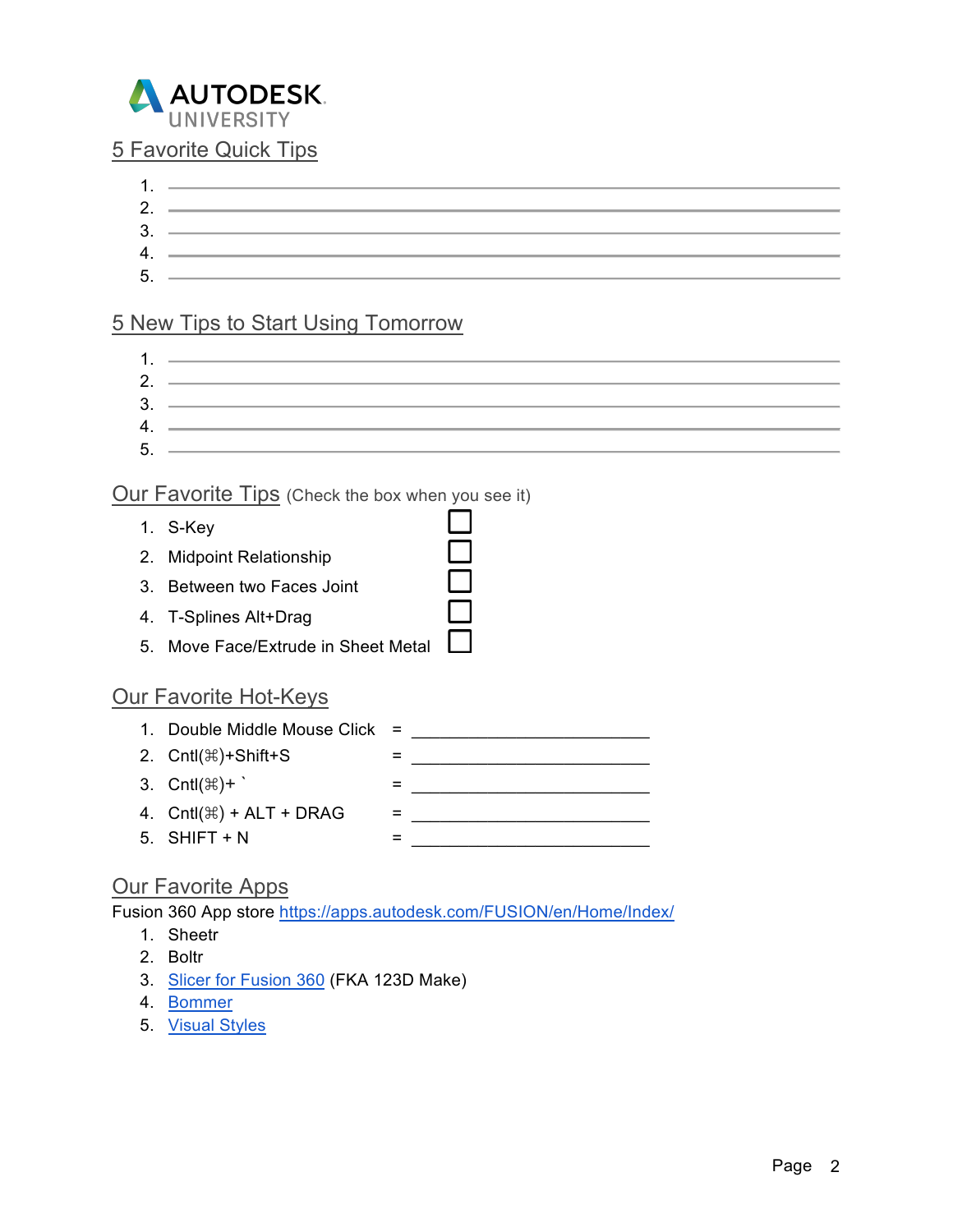AUTODESK UNIVERSITY

## 5 Favorite Quick Tips

1. ______________________________
2. ______________________________
3. ______________________________
4. ______________________________
5. ______________________________

## 5 New Tips to Start Using Tomorrow

1. ______________________________
2. ______________________________
3. ______________________________
4. ______________________________
5. ______________________________

## Our Favorite Tips (Check the box when you see it)

1. S-Key ☐
2. Midpoint Relationship ☐
3. Between two Faces Joint ☐
4. T-Splines Alt+Drag ☐
5. Move Face/Extrude in Sheet Metal ☐

## Our Favorite Hot-Keys

1. Double Middle Mouse Click = ____________________
2. Cntl(⌘)+Shift+S = ____________________
3. Cntl(⌘)+ ` = ____________________
4. Cntl(⌘) + ALT + DRAG = ____________________
5. SHIFT + N = ____________________

## Our Favorite Apps

Fusion 360 App store https://apps.autodesk.com/FUSION/en/Home/Index/

1. Sheetr
2. Boltr
3. Slicer for Fusion 360 (FKA 123D Make)
4. Bommer
5. Visual Styles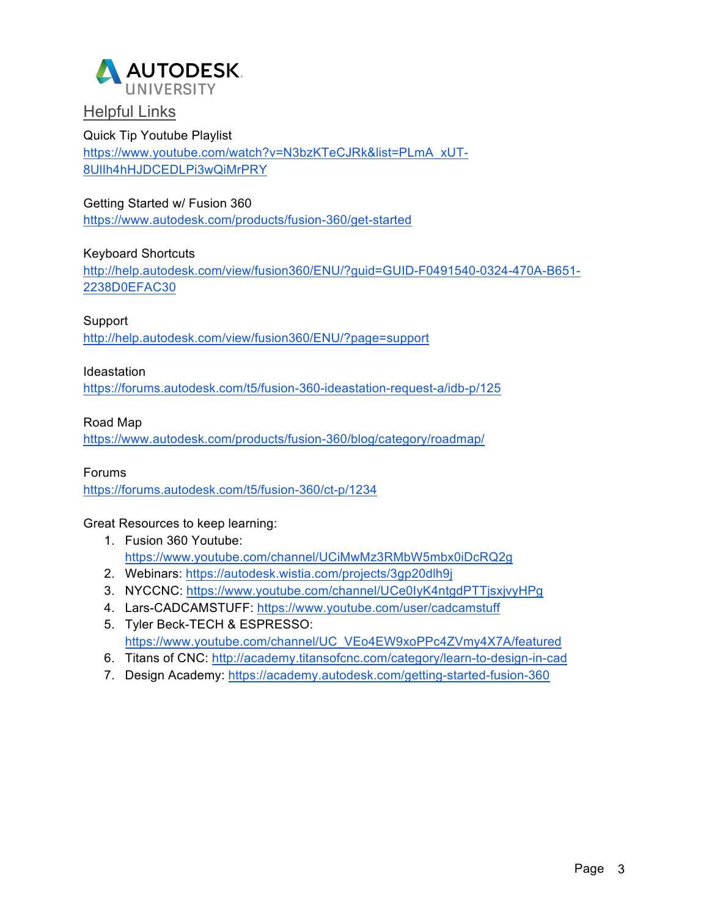AUTODESK UNIVERSITY

## Helpful Links

Quick Tip Youtube Playlist
https://www.youtube.com/watch?v=N3bzKTeCJRk&list=PLmA_xUT-8UlIh4hHJDCEDLPi3wQiMrPRY

Getting Started w/ Fusion 360
https://www.autodesk.com/products/fusion-360/get-started

Keyboard Shortcuts
http://help.autodesk.com/view/fusion360/ENU/?guid=GUID-F0491540-0324-470A-B651-2238D0EFAC30

Support
http://help.autodesk.com/view/fusion360/ENU/?page=support

Ideastation
https://forums.autodesk.com/t5/fusion-360-ideastation-request-a/idb-p/125

Road Map
https://www.autodesk.com/products/fusion-360/blog/category/roadmap/

Forums
https://forums.autodesk.com/t5/fusion-360/ct-p/1234

Great Resources to keep learning:

1. Fusion 360 Youtube: https://www.youtube.com/channel/UCiMwMz3RMbW5mbx0iDcRQ2g
2. Webinars: https://autodesk.wistia.com/projects/3gp20dlh9j
3. NYCCNC: https://www.youtube.com/channel/UCe0IyK4ntgdPTTjsxjvyHPg
4. Lars-CADCAMSTUFF: https://www.youtube.com/user/cadcamstuff
5. Tyler Beck-TECH & ESPRESSO: https://www.youtube.com/channel/UC_VEo4EW9xoPPc4ZVmy4X7A/featured
6. Titans of CNC: http://academy.titansofcnc.com/category/learn-to-design-in-cad
7. Design Academy: https://academy.autodesk.com/getting-started-fusion-360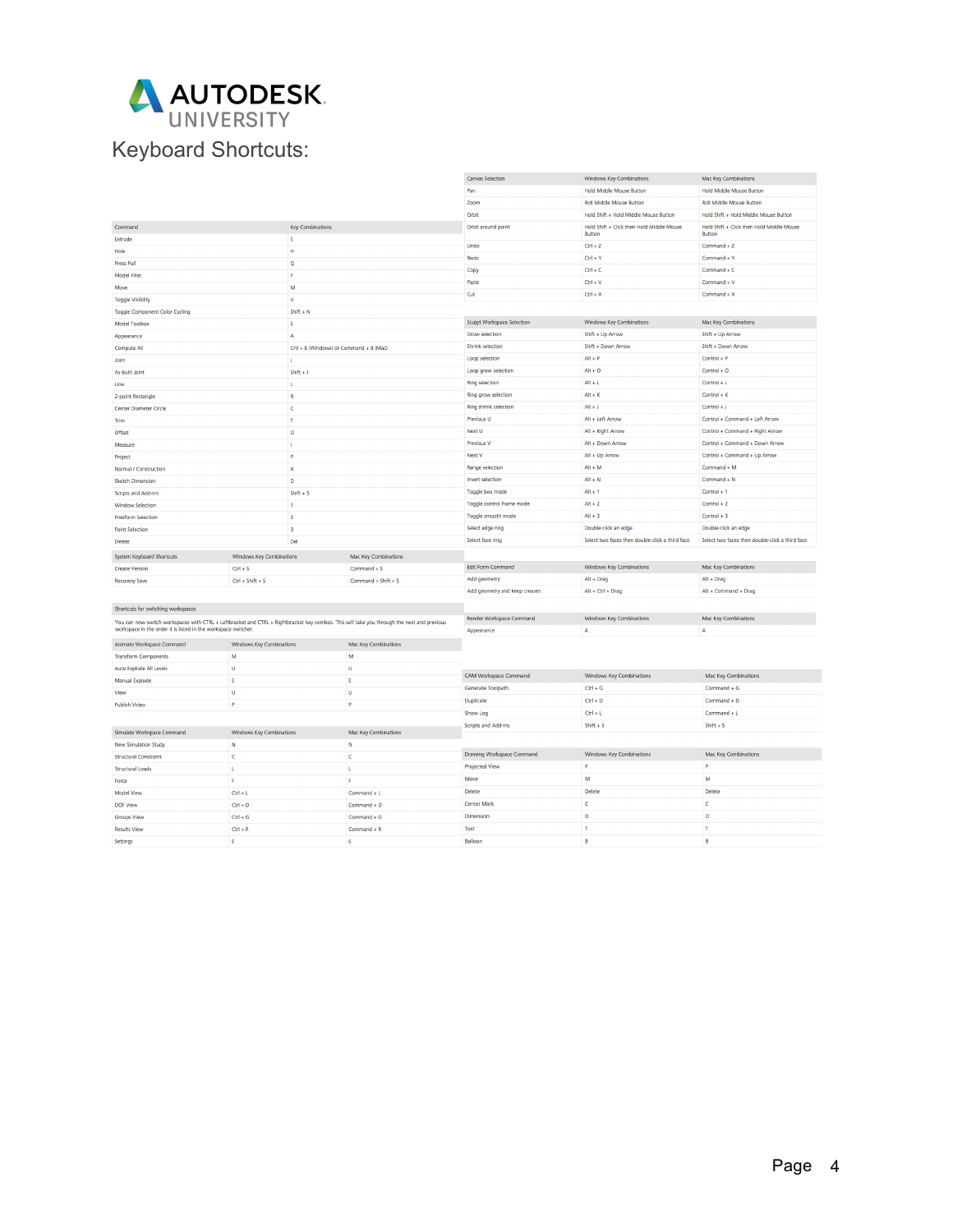# Keyboard Shortcuts:

| Command | Key Combinations |
|---|---|
| Extrude | E |
| Hole | H |
| Press Pull | Q |
| Model Fillet | F |
| Move | M |
| Toggle Visibility | V |
| Toggle Component Color Cycling | Shift + N |
| Model Toolbox | S |
| Appearance | A |
| Compute All | Ctrl + B (Windows) or Command + B (Mac) |
| Joint | J |
| As-built Joint | Shift + J |
| Line | L |
| 2-point Rectangle | R |
| Center Diameter Circle | C |
| Trim | T |
| Offset | O |
| Measure | I |
| Project | P |
| Normal / Construction | X |
| Sketch Dimension | D |
| Scripts and Add-ins | Shift + S |
| Window Selection | 1 |
| Freeform Selection | 2 |
| Paint Selection | 3 |
| Delete | Del |

| System Keyboard Shortcuts | Windows Key Combinations | Mac Key Combinations |
|---|---|---|
| Create Version | Ctrl + S | Command + S |
| Recovery Save | Ctrl + Shift + S | Command + Shift + S |

| Shortcuts for switching workspaces |
|---|
| You can now switch workspaces with CTRL + Leftbracket and CTRL + Rightbracket key combos. This will take you through the next and previous workspace in the order it is listed in the workspace switcher. |

| Animate Workspace Command | Windows Key Combinations | Mac Key Combinations |
|---|---|---|
| Transform Components | M | M |
| Auto Explode All Levels | U | U |
| Manual Explode | E | E |
| View | U | U |
| Publish Video | P | P |

| Simulate Workspace Command | Windows Key Combinations | Mac Key Combinations |
|---|---|---|
| New Simulation Study | N | N |
| Structural Constraint | C | C |
| Structural Loads | L | L |
| Force | F | F |
| Model View | Ctrl + L | Command + L |
| DOF View | Ctrl + D | Command + D |
| Groups View | Ctrl + G | Command + G |
| Results View | Ctrl + R | Command + R |
| Settings | E | E |

| Canvas Selection | Windows Key Combinations | Mac Key Combinations |
|---|---|---|
| Pan | Hold Middle Mouse Button | Hold Middle Mouse Button |
| Zoom | Roll Middle Mouse Button | Roll Middle Mouse Button |
| Orbit | Hold Shift + Hold Middle Mouse Button | Hold Shift + Hold Middle Mouse Button |
| Orbit around point | Hold Shift + Click then Hold Middle Mouse Button | Hold Shift + Click then Hold Middle Mouse Button |
| Undo | Ctrl + Z | Command + Z |
| Redo | Ctrl + Y | Command + Y |
| Copy | Ctrl + C | Command + C |
| Paste | Ctrl + V | Command + V |
| Cut | Ctrl + X | Command + X |

| Sculpt Workspace Selection | Windows Key Combinations | Mac Key Combinations |
|---|---|---|
| Grow selection | Shift + Up Arrow | Shift + Up Arrow |
| Shrink selection | Shift + Down Arrow | Shift + Down Arrow |
| Loop selection | Alt + P | Control + P |
| Loop grow selection | Alt + O | Control + O |
| Ring selection | Alt + L | Control + L |
| Ring grow selection | Alt + K | Control + K |
| Ring shrink selection | Alt + J | Control + J |
| Previous U | Alt + Left Arrow | Control + Command + Left Arrow |
| Next U | Alt + Right Arrow | Control + Command + Right Arrow |
| Previous V | Alt + Down Arrow | Control + Command + Down Arrow |
| Next V | Alt + Up Arrow | Control + Command + Up Arrow |
| Range selection | Alt + M | Command + M |
| Invert selection | Alt + N | Command + N |
| Toggle box mode | Alt + 1 | Control + 1 |
| Toggle control frame mode | Alt + 2 | Control + 2 |
| Toggle smooth mode | Alt + 3 | Control + 3 |
| Select edge ring | Double-click an edge | Double-click an edge |
| Select face ring | Select two faces then double-click a third face | Select two faces then double-click a third face |

| Edit Form Command | Windows Key Combinations | Mac Key Combinations |
|---|---|---|
| Add geometry | Alt + Drag | Alt + Drag |
| Add geometry and keep creases | Alt + Ctrl + Drag | Alt + Command + Drag |

| Render Workspace Command | Windows Key Combinations | Mac Key Combinations |
|---|---|---|
| Appearance | A | A |

| CAM Workspace Command | Windows Key Combinations | Mac Key Combinations |
|---|---|---|
| Generate Toolpath | Ctrl + G | Command + G |
| Duplicate | Ctrl + D | Command + D |
| Show Log | Ctrl + L | Command + L |
| Scripts and Add-Ins | Shift + S | Shift + S |

| Drawing Workspace Command | Windows Key Combinations | Mac Key Combinations |
|---|---|---|
| Projected View | P | P |
| Move | M | M |
| Delete | Delete | Delete |
| Center Mark | C | C |
| Dimension | D | D |
| Text | T | T |
| Balloon | B | B |